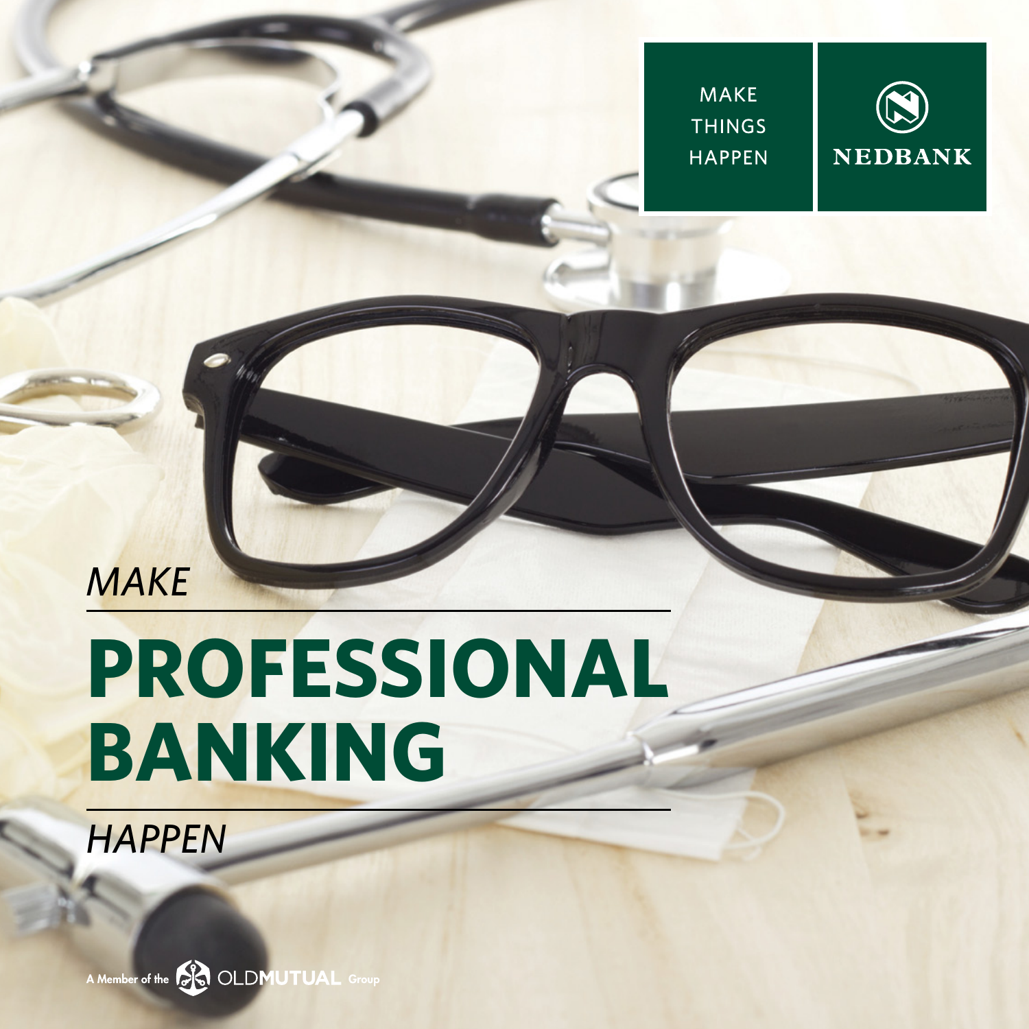MAKE THINGS HAPPEN

NEDBANK

*MAKE*

# PROFESSIONAL BANKING

*HAPPEN*

A Member of the OLDMUTUAL Group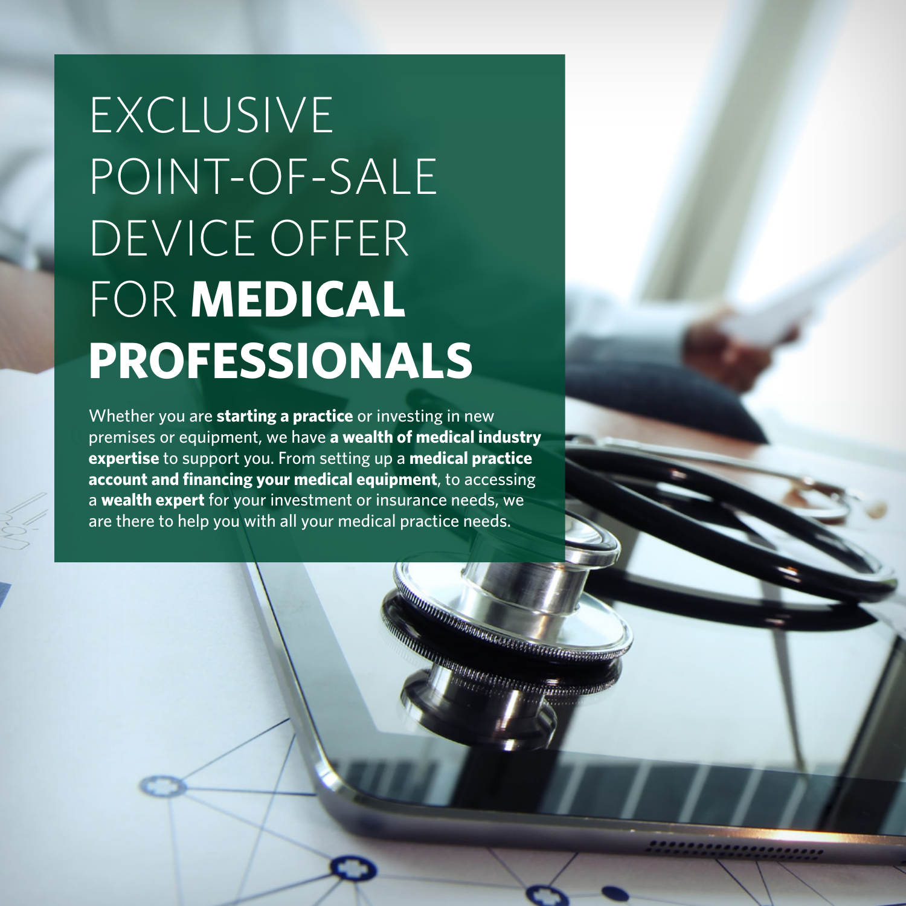# EXCLUSIVE POINT-OF-SALE DEVICE OFFER FOR **MEDICAL PROFESSIONALS**

Whether you are **starting a practice** or investing in new premises or equipment, we have **a wealth of medical industry expertise** to support you. From setting up a **medical practice account and financing your medical equipment**, to accessing a **wealth expert** for your investment or insurance needs, we are there to help you with all your medical practice needs.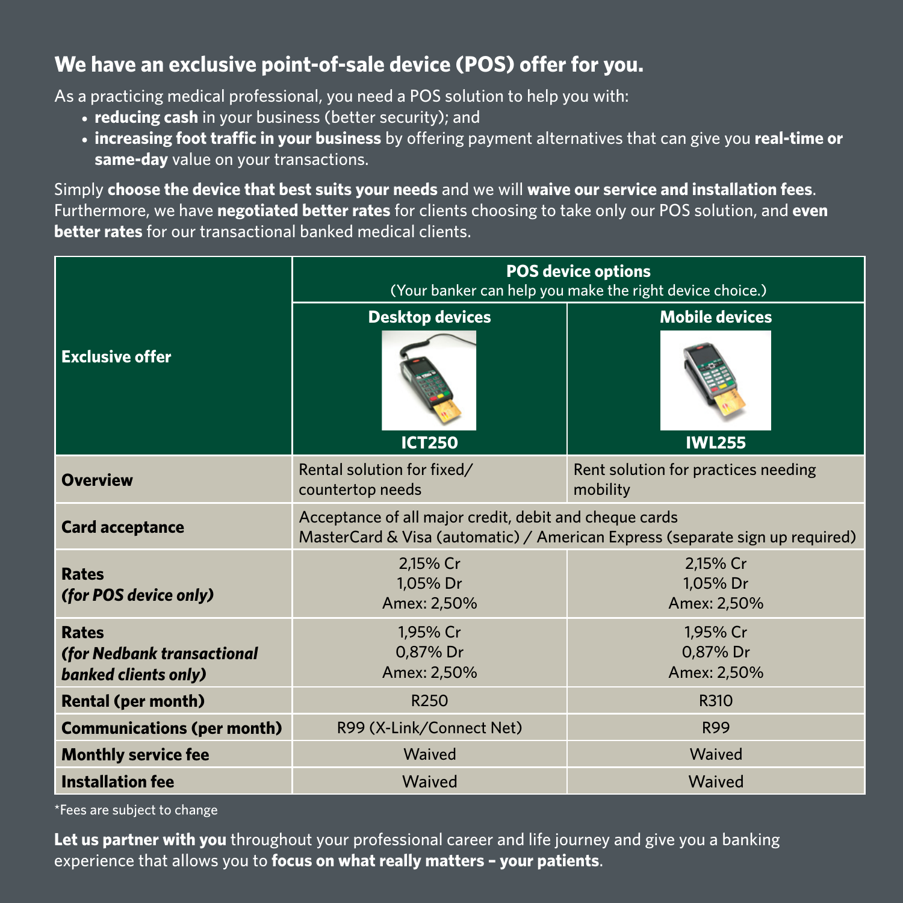## We have an exclusive point-of-sale device (POS) offer for you.

As a practicing medical professional, you need a POS solution to help you with:

- **reducing cash** in your business (better security); and
- **increasing foot traffic in your business** by offering payment alternatives that can give you **real-time or same-day** value on your transactions.

Simply **choose the device that best suits your needs** and we will **waive our service and installation fees**. Furthermore, we have **negotiated better rates** for clients choosing to take only our POS solution, and **even better rates** for our transactional banked medical clients.

| **Exclusive offer** | **POS device options** (Your banker can help you make the right device choice.) | |
|---|---|---|
| | **Desktop devices** **ICT250** | **Mobile devices** **IWL255** |
| **Overview** | Rental solution for fixed/ countertop needs | Rent solution for practices needing mobility |
| **Card acceptance** | Acceptance of all major credit, debit and cheque cards MasterCard & Visa (automatic) / American Express (separate sign up required) | |
| **Rates** ***(for POS device only)*** | 2,15% Cr 1,05% Dr Amex: 2,50% | 2,15% Cr 1,05% Dr Amex: 2,50% |
| **Rates** ***(for Nedbank transactional banked clients only)*** | 1,95% Cr 0,87% Dr Amex: 2,50% | 1,95% Cr 0,87% Dr Amex: 2,50% |
| **Rental (per month)** | R250 | R310 |
| **Communications (per month)** | R99 (X-Link/Connect Net) | R99 |
| **Monthly service fee** | Waived | Waived |
| **Installation fee** | Waived | Waived |

*Fees are subject to change

**Let us partner with you** throughout your professional career and life journey and give you a banking experience that allows you to **focus on what really matters – your patients**.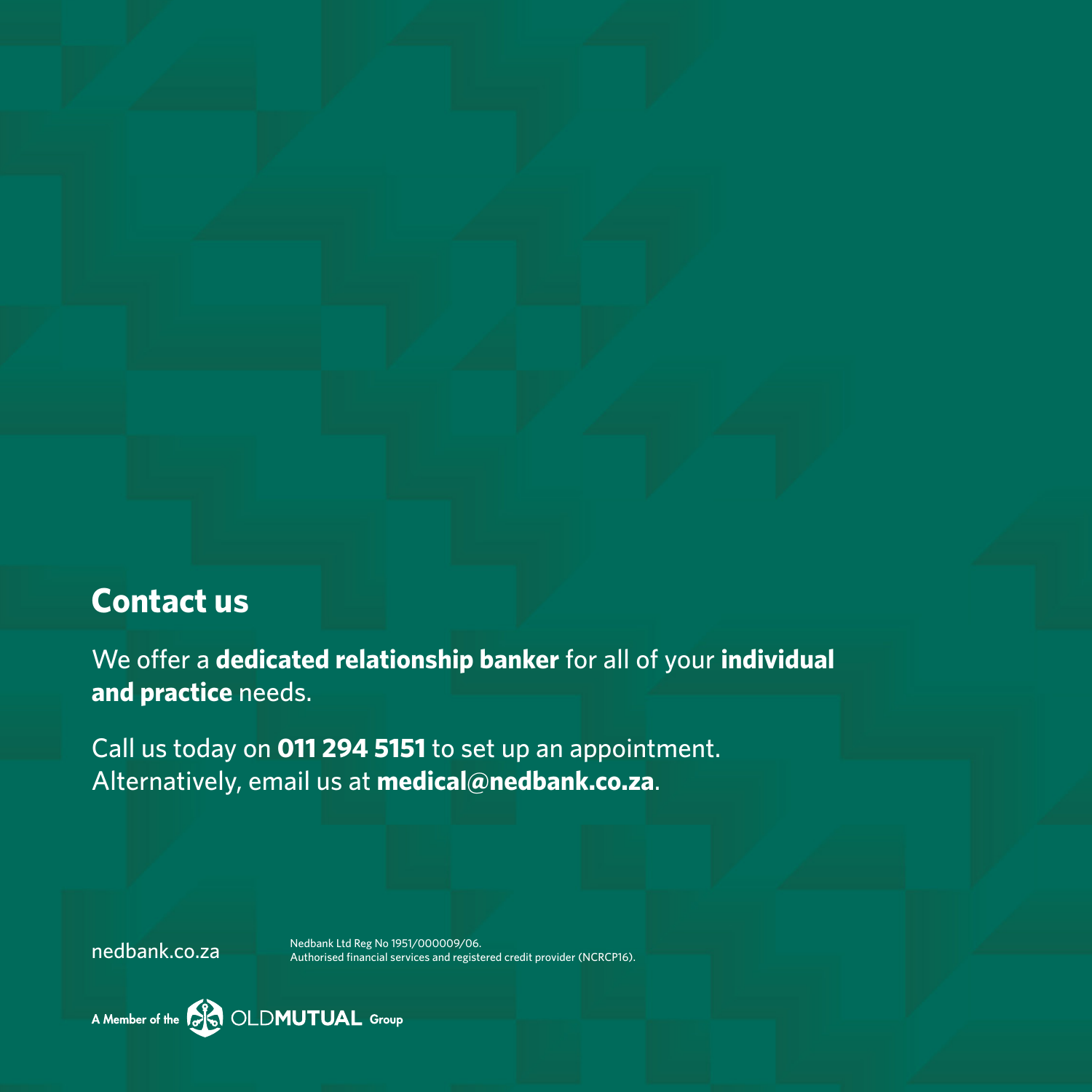## Contact us

We offer a **dedicated relationship banker** for all of your **individual and practice** needs.

Call us today on **011 294 5151** to set up an appointment.
Alternatively, email us at **medical@nedbank.co.za**.

nedbank.co.za

Nedbank Ltd Reg No 1951/000009/06.
Authorised financial services and registered credit provider (NCRCP16).

A Member of the OLDMUTUAL Group